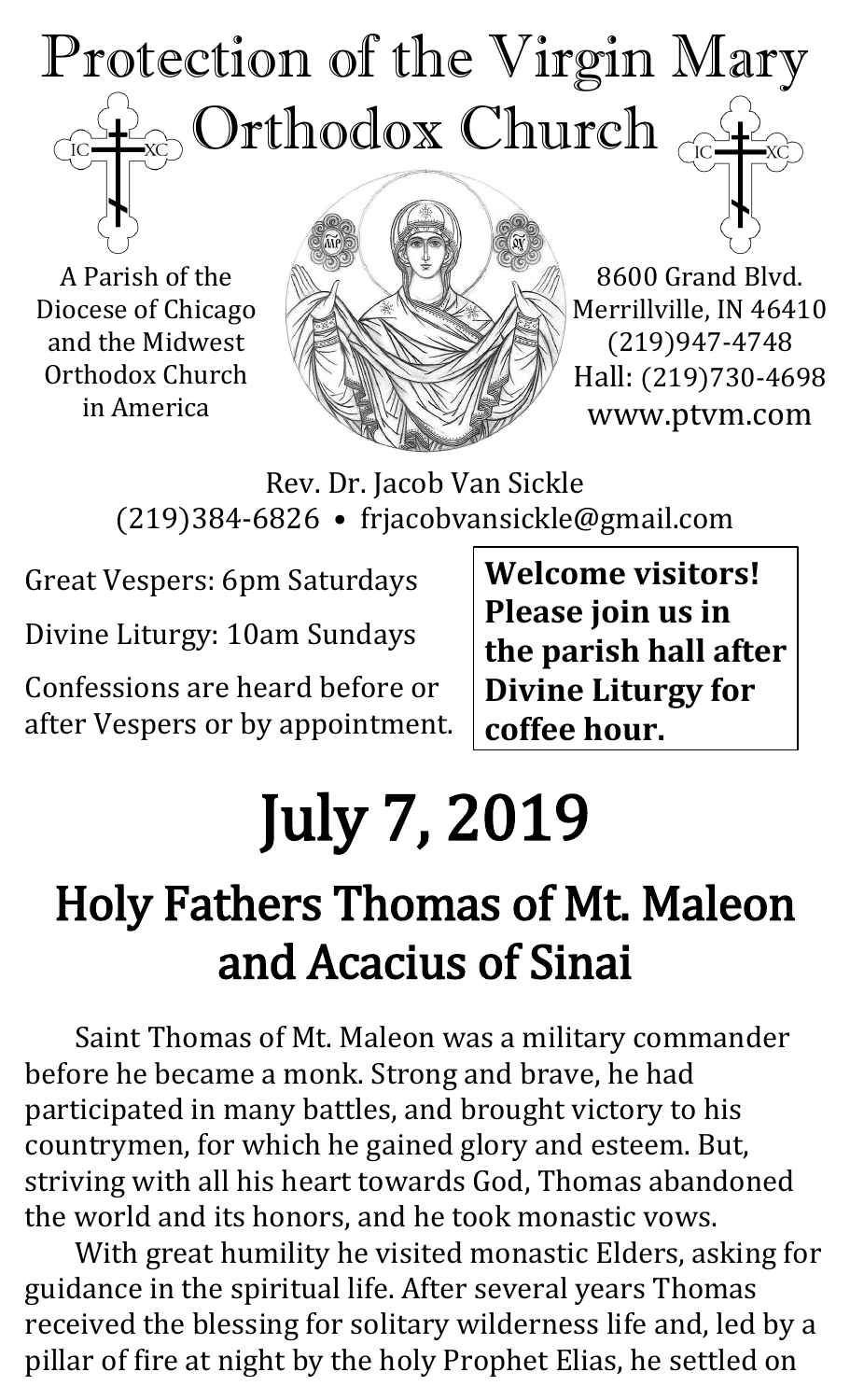# Protection of the Virgin Mary Orthodox Church

A Parish of the Diocese of Chicago and the Midwest Orthodox Church in America

8600 Grand Blvd.
Merrillville, IN 46410
(219)947-4748
Hall: (219)730-4698
www.ptvm.com

Rev. Dr. Jacob Van Sickle
(219)384-6826 • frjacobvansickle@gmail.com

Great Vespers: 6pm Saturdays

Divine Liturgy: 10am Sundays

Confessions are heard before or after Vespers or by appointment.

**Welcome visitors! Please join us in the parish hall after Divine Liturgy for coffee hour.**

# July 7, 2019

## Holy Fathers Thomas of Mt. Maleon and Acacius of Sinai

Saint Thomas of Mt. Maleon was a military commander before he became a monk. Strong and brave, he had participated in many battles, and brought victory to his countrymen, for which he gained glory and esteem. But, striving with all his heart towards God, Thomas abandoned the world and its honors, and he took monastic vows.

With great humility he visited monastic Elders, asking for guidance in the spiritual life. After several years Thomas received the blessing for solitary wilderness life and, led by a pillar of fire at night by the holy Prophet Elias, he settled on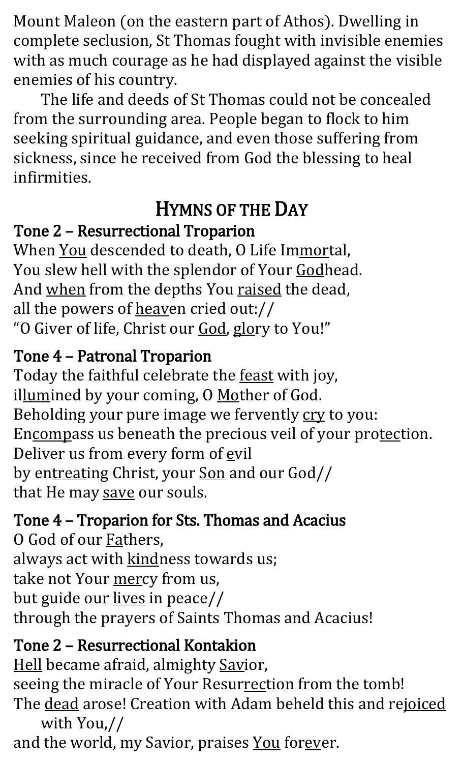Mount Maleon (on the eastern part of Athos). Dwelling in complete seclusion, St Thomas fought with invisible enemies with as much courage as he had displayed against the visible enemies of his country.

The life and deeds of St Thomas could not be concealed from the surrounding area. People began to flock to him seeking spiritual guidance, and even those suffering from sickness, since he received from God the blessing to heal infirmities.

## HYMNS OF THE DAY

### Tone 2 – Resurrectional Troparion

When <u>You</u> descended to death, O Life Im<u>mor</u>tal,
You slew hell with the splendor of Your <u>God</u>head.
And <u>when</u> from the depths You <u>raised</u> the dead,
all the powers of <u>heav</u>en cried out://
"O Giver of life, Christ our <u>God</u>, <u>glo</u>ry to You!"

### Tone 4 – Patronal Troparion

Today the faithful celebrate the <u>feast</u> with joy,
il<u>lum</u>ined by your coming, O <u>Mo</u>ther of God.
Beholding your pure image we fervently <u>cry</u> to you:
En<u>comp</u>ass us beneath the precious veil of your pro<u>tec</u>tion.
Deliver us from every form of <u>e</u>vil
by en<u>treat</u>ing Christ, your <u>Son</u> and our God//
that He may <u>save</u> our souls.

### Tone 4 – Troparion for Sts. Thomas and Acacius

O God of our <u>Fa</u>thers,
always act with <u>kind</u>ness towards us;
take not Your <u>mer</u>cy from us,
but guide our <u>lives</u> in peace//
through the prayers of Saints Thomas and Acacius!

### Tone 2 – Resurrectional Kontakion

<u>Hell</u> became afraid, almighty <u>Sav</u>ior,
seeing the miracle of Your Resur<u>rec</u>tion from the tomb!
The <u>dead</u> arose! Creation with Adam beheld this and re<u>joiced</u> with You,//
and the world, my Savior, praises <u>You</u> for<u>ev</u>er.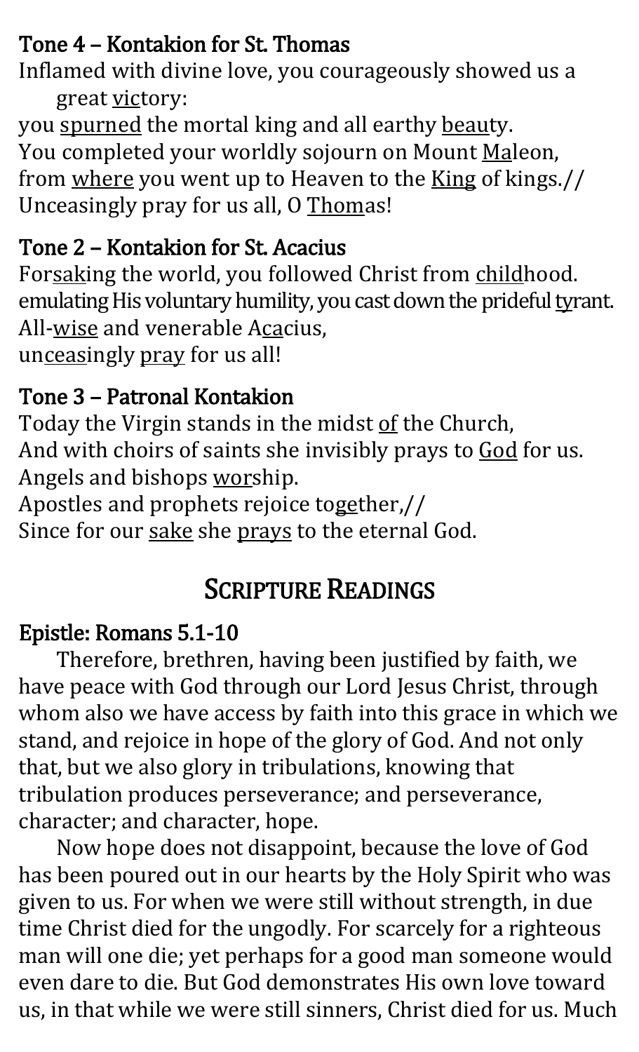### Tone 4 – Kontakion for St. Thomas

Inflamed with divine love, you courageously showed us a great victory:
you spurned the mortal king and all earthy beauty.
You completed your worldly sojourn on Mount Maleon,
from where you went up to Heaven to the King of kings.//
Unceasingly pray for us all, O Thomas!

### Tone 2 – Kontakion for St. Acacius

Forsaking the world, you followed Christ from childhood.
emulating His voluntary humility, you cast down the prideful tyrant.
All-wise and venerable Acacius,
unceasingly pray for us all!

### Tone 3 – Patronal Kontakion

Today the Virgin stands in the midst of the Church,
And with choirs of saints she invisibly prays to God for us.
Angels and bishops worship.
Apostles and prophets rejoice together,//
Since for our sake she prays to the eternal God.

## Scripture Readings

### Epistle: Romans 5.1-10

Therefore, brethren, having been justified by faith, we have peace with God through our Lord Jesus Christ, through whom also we have access by faith into this grace in which we stand, and rejoice in hope of the glory of God. And not only that, but we also glory in tribulations, knowing that tribulation produces perseverance; and perseverance, character; and character, hope.

Now hope does not disappoint, because the love of God has been poured out in our hearts by the Holy Spirit who was given to us. For when we were still without strength, in due time Christ died for the ungodly. For scarcely for a righteous man will one die; yet perhaps for a good man someone would even dare to die. But God demonstrates His own love toward us, in that while we were still sinners, Christ died for us. Much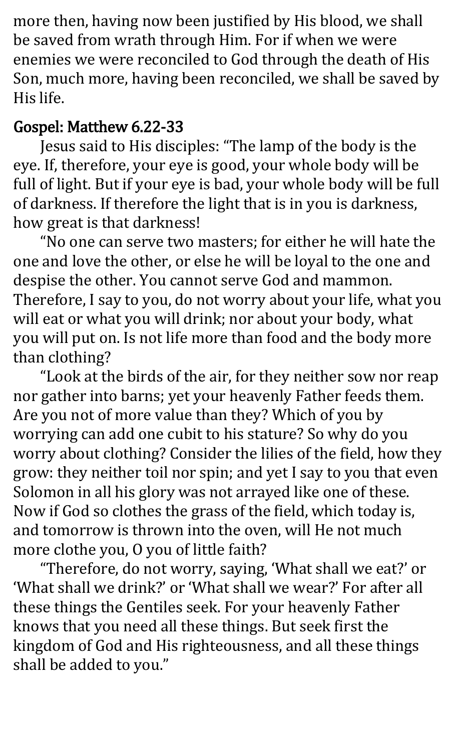more then, having now been justified by His blood, we shall be saved from wrath through Him. For if when we were enemies we were reconciled to God through the death of His Son, much more, having been reconciled, we shall be saved by His life.

## Gospel: Matthew 6.22-33

Jesus said to His disciples: "The lamp of the body is the eye. If, therefore, your eye is good, your whole body will be full of light. But if your eye is bad, your whole body will be full of darkness. If therefore the light that is in you is darkness, how great is that darkness!

"No one can serve two masters; for either he will hate the one and love the other, or else he will be loyal to the one and despise the other. You cannot serve God and mammon. Therefore, I say to you, do not worry about your life, what you will eat or what you will drink; nor about your body, what you will put on. Is not life more than food and the body more than clothing?

"Look at the birds of the air, for they neither sow nor reap nor gather into barns; yet your heavenly Father feeds them. Are you not of more value than they? Which of you by worrying can add one cubit to his stature? So why do you worry about clothing? Consider the lilies of the field, how they grow: they neither toil nor spin; and yet I say to you that even Solomon in all his glory was not arrayed like one of these. Now if God so clothes the grass of the field, which today is, and tomorrow is thrown into the oven, will He not much more clothe you, O you of little faith?

"Therefore, do not worry, saying, 'What shall we eat?' or 'What shall we drink?' or 'What shall we wear?' For after all these things the Gentiles seek. For your heavenly Father knows that you need all these things. But seek first the kingdom of God and His righteousness, and all these things shall be added to you."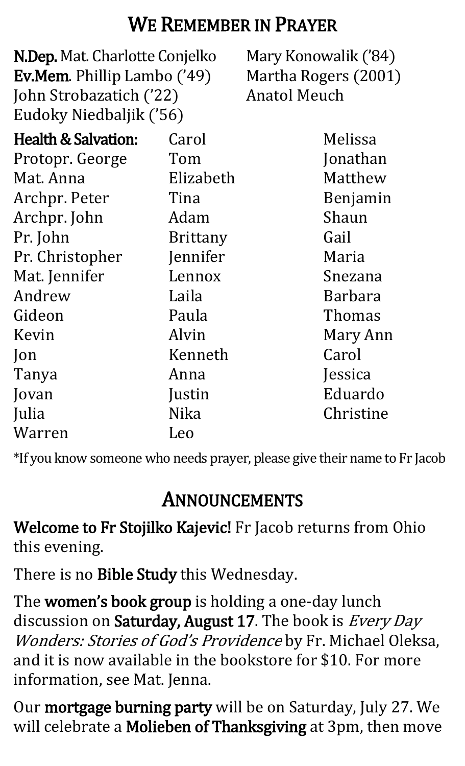## We Remember in Prayer

**N.Dep.** Mat. Charlotte Conjelko
**Ev.Mem.** Phillip Lambo ('49)
John Strobazatich ('22)
Eudoky Niedbaljik ('56)
Mary Konowalik ('84)
Martha Rogers (2001)
Anatol Meuch

**Health & Salvation:**
Protopr. George
Mat. Anna
Archpr. Peter
Archpr. John
Pr. John
Pr. Christopher
Mat. Jennifer
Andrew
Gideon
Kevin
Jon
Tanya
Jovan
Julia
Warren
Carol
Tom
Elizabeth
Tina
Adam
Brittany
Jennifer
Lennox
Laila
Paula
Alvin
Kenneth
Anna
Justin
Nika
Leo
Melissa
Jonathan
Matthew
Benjamin
Shaun
Gail
Maria
Snezana
Barbara
Thomas
Mary Ann
Carol
Jessica
Eduardo
Christine

*If you know someone who needs prayer, please give their name to Fr Jacob

## Announcements

**Welcome to Fr Stojilko Kajevic!** Fr Jacob returns from Ohio this evening.

There is no **Bible Study** this Wednesday.

The **women's book group** is holding a one-day lunch discussion on **Saturday, August 17**. The book is *Every Day Wonders: Stories of God's Providence* by Fr. Michael Oleksa, and it is now available in the bookstore for $10. For more information, see Mat. Jenna.

Our **mortgage burning party** will be on Saturday, July 27. We will celebrate a **Molieben of Thanksgiving** at 3pm, then move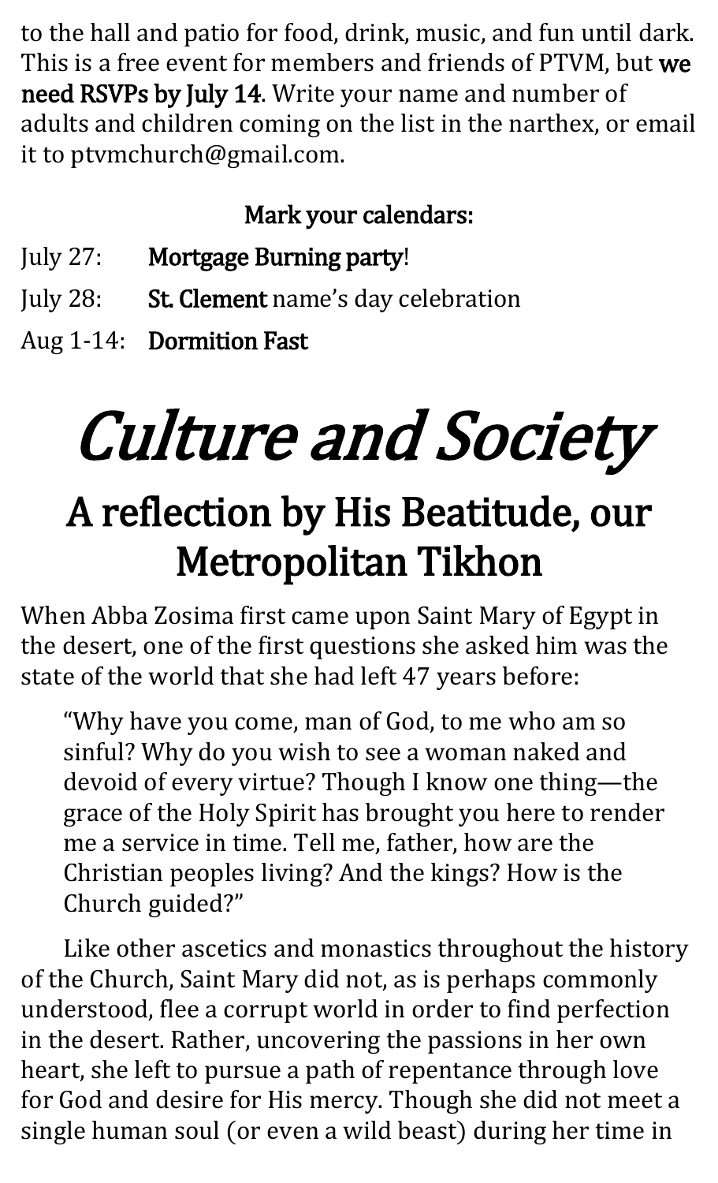to the hall and patio for food, drink, music, and fun until dark. This is a free event for members and friends of PTVM, but **we need RSVPs by July 14**. Write your name and number of adults and children coming on the list in the narthex, or email it to ptvmchurch@gmail.com.

**Mark your calendars:**

July 27: **Mortgage Burning party**!

July 28: **St. Clement** name's day celebration

Aug 1-14: **Dormition Fast**

# *Culture and Society*

## A reflection by His Beatitude, our Metropolitan Tikhon

When Abba Zosima first came upon Saint Mary of Egypt in the desert, one of the first questions she asked him was the state of the world that she had left 47 years before:

> "Why have you come, man of God, to me who am so sinful? Why do you wish to see a woman naked and devoid of every virtue? Though I know one thing—the grace of the Holy Spirit has brought you here to render me a service in time. Tell me, father, how are the Christian peoples living? And the kings? How is the Church guided?"

Like other ascetics and monastics throughout the history of the Church, Saint Mary did not, as is perhaps commonly understood, flee a corrupt world in order to find perfection in the desert. Rather, uncovering the passions in her own heart, she left to pursue a path of repentance through love for God and desire for His mercy. Though she did not meet a single human soul (or even a wild beast) during her time in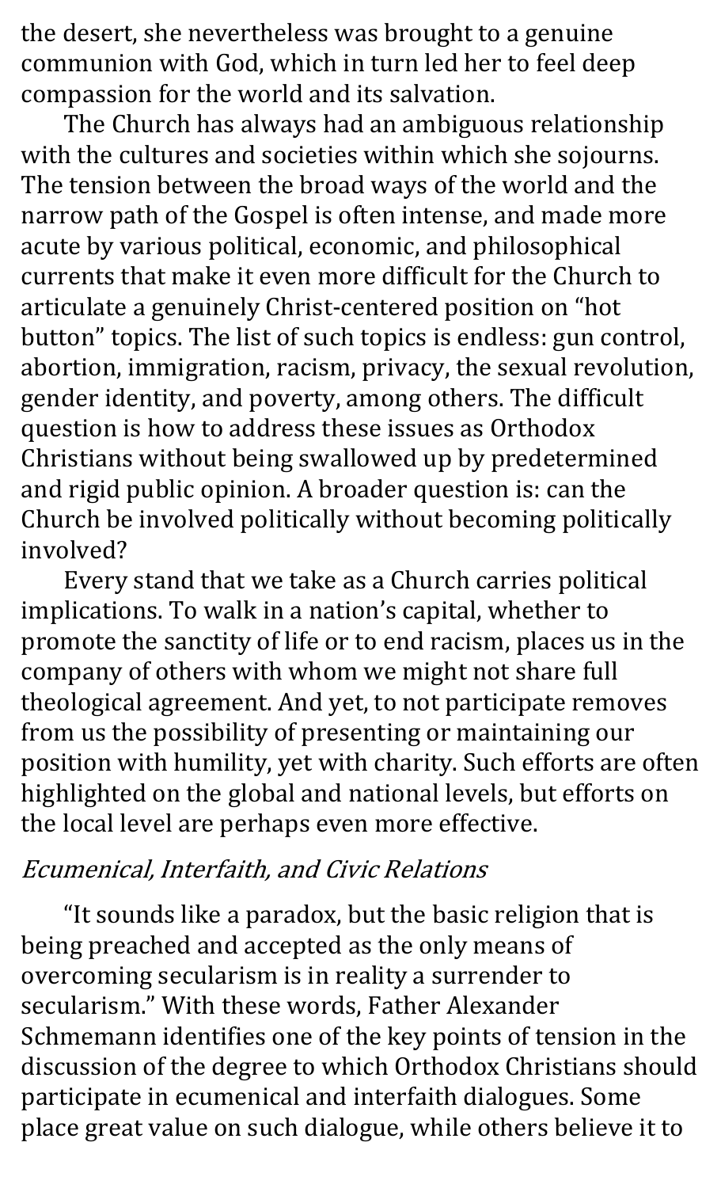the desert, she nevertheless was brought to a genuine communion with God, which in turn led her to feel deep compassion for the world and its salvation.

The Church has always had an ambiguous relationship with the cultures and societies within which she sojourns. The tension between the broad ways of the world and the narrow path of the Gospel is often intense, and made more acute by various political, economic, and philosophical currents that make it even more difficult for the Church to articulate a genuinely Christ-centered position on "hot button" topics. The list of such topics is endless: gun control, abortion, immigration, racism, privacy, the sexual revolution, gender identity, and poverty, among others. The difficult question is how to address these issues as Orthodox Christians without being swallowed up by predetermined and rigid public opinion. A broader question is: can the Church be involved politically without becoming politically involved?

Every stand that we take as a Church carries political implications. To walk in a nation's capital, whether to promote the sanctity of life or to end racism, places us in the company of others with whom we might not share full theological agreement. And yet, to not participate removes from us the possibility of presenting or maintaining our position with humility, yet with charity. Such efforts are often highlighted on the global and national levels, but efforts on the local level are perhaps even more effective.

### *Ecumenical, Interfaith, and Civic Relations*

"It sounds like a paradox, but the basic religion that is being preached and accepted as the only means of overcoming secularism is in reality a surrender to secularism." With these words, Father Alexander Schmemann identifies one of the key points of tension in the discussion of the degree to which Orthodox Christians should participate in ecumenical and interfaith dialogues. Some place great value on such dialogue, while others believe it to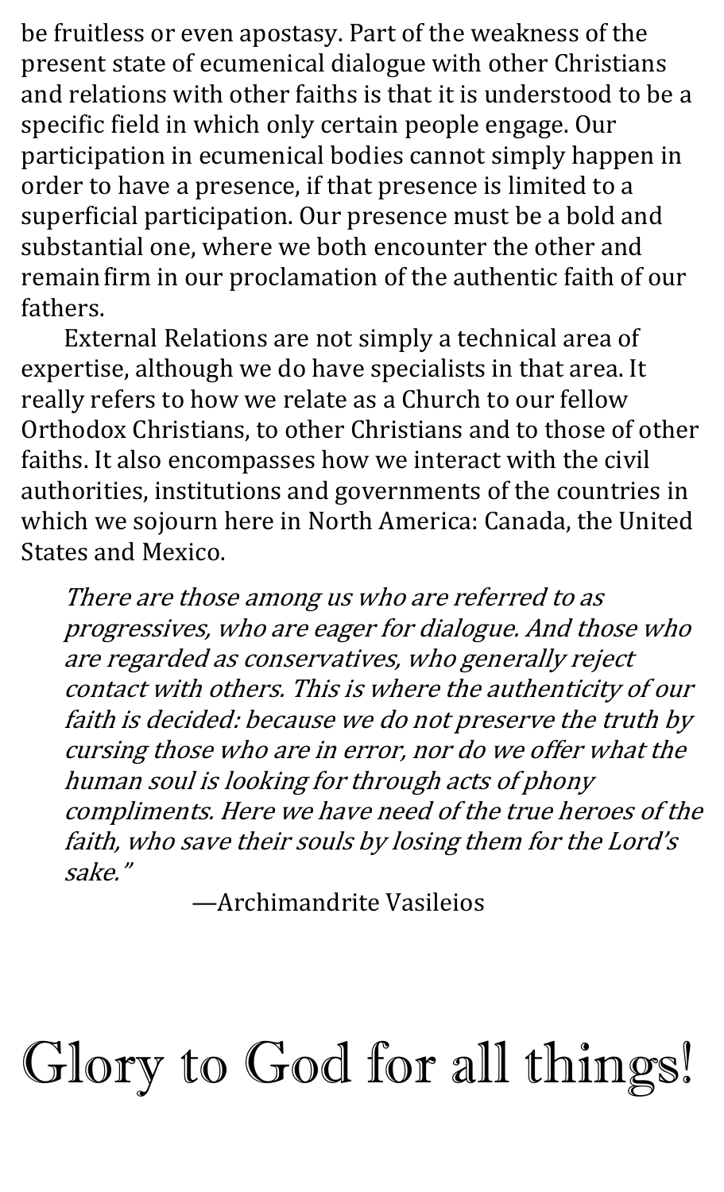be fruitless or even apostasy. Part of the weakness of the present state of ecumenical dialogue with other Christians and relations with other faiths is that it is understood to be a specific field in which only certain people engage. Our participation in ecumenical bodies cannot simply happen in order to have a presence, if that presence is limited to a superficial participation. Our presence must be a bold and substantial one, where we both encounter the other and remain firm in our proclamation of the authentic faith of our fathers.

External Relations are not simply a technical area of expertise, although we do have specialists in that area. It really refers to how we relate as a Church to our fellow Orthodox Christians, to other Christians and to those of other faiths. It also encompasses how we interact with the civil authorities, institutions and governments of the countries in which we sojourn here in North America: Canada, the United States and Mexico.

> *There are those among us who are referred to as progressives, who are eager for dialogue. And those who are regarded as conservatives, who generally reject contact with others. This is where the authenticity of our faith is decided: because we do not preserve the truth by cursing those who are in error, nor do we offer what the human soul is looking for through acts of phony compliments. Here we have need of the true heroes of the faith, who save their souls by losing them for the Lord's sake."*
>
> —Archimandrite Vasileios

# Glory to God for all things!